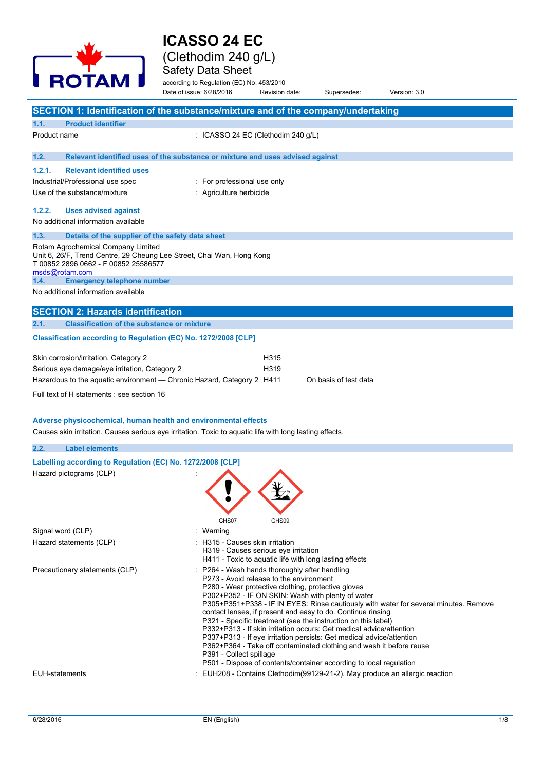# ICASSO 24 EC
## (Clethodim 240 g/L)
## Safety Data Sheet

according to Regulation (EC) No. 453/2010

Date of issue: 6/28/2016 | Revision date: | Supersedes: | Version: 3.0

## SECTION 1: Identification of the substance/mixture and of the company/undertaking

### 1.1. Product identifier

Product name : ICASSO 24 EC (Clethodim 240 g/L)

### 1.2. Relevant identified uses of the substance or mixture and uses advised against

#### 1.2.1. Relevant identified uses

Industrial/Professional use spec : For professional use only

Use of the substance/mixture : Agriculture herbicide

#### 1.2.2. Uses advised against

No additional information available

### 1.3. Details of the supplier of the safety data sheet

Rotam Agrochemical Company Limited
Unit 6, 26/F, Trend Centre, 29 Cheung Lee Street, Chai Wan, Hong Kong
T 00852 2896 0662 - F 00852 25586577
msds@rotam.com

### 1.4. Emergency telephone number

No additional information available

## SECTION 2: Hazards identification

### 2.1. Classification of the substance or mixture

**Classification according to Regulation (EC) No. 1272/2008 [CLP]**

| Classification | H statement | Note |
|---|---|---|
| Skin corrosion/irritation, Category 2 | H315 | |
| Serious eye damage/eye irritation, Category 2 | H319 | |
| Hazardous to the aquatic environment — Chronic Hazard, Category 2 | H411 | On basis of test data |

Full text of H statements : see section 16

**Adverse physicochemical, human health and environmental effects**

Causes skin irritation. Causes serious eye irritation. Toxic to aquatic life with long lasting effects.

### 2.2. Label elements

**Labelling according to Regulation (EC) No. 1272/2008 [CLP]**

Hazard pictograms (CLP) :

GHS07 GHS09

Signal word (CLP) : Warning

Hazard statements (CLP) :
- H315 - Causes skin irritation
- H319 - Causes serious eye irritation
- H411 - Toxic to aquatic life with long lasting effects

Precautionary statements (CLP) :
- P264 - Wash hands thoroughly after handling
- P273 - Avoid release to the environment
- P280 - Wear protective clothing, protective gloves
- P302+P352 - IF ON SKIN: Wash with plenty of water
- P305+P351+P338 - IF IN EYES: Rinse cautiously with water for several minutes. Remove contact lenses, if present and easy to do. Continue rinsing
- P321 - Specific treatment (see the instruction on this label)
- P332+P313 - If skin irritation occurs: Get medical advice/attention
- P337+P313 - If eye irritation persists: Get medical advice/attention
- P362+P364 - Take off contaminated clothing and wash it before reuse
- P391 - Collect spillage
- P501 - Dispose of contents/container according to local regulation

EUH-statements : EUH208 - Contains Clethodim(99129-21-2). May produce an allergic reaction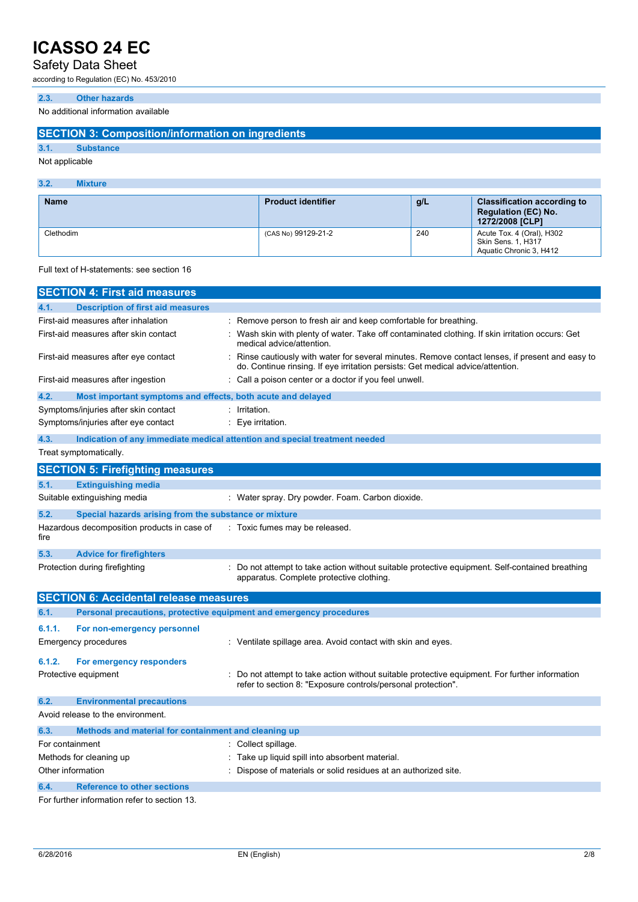### 2.3. Other hazards

No additional information available

## SECTION 3: Composition/information on ingredients

### 3.1. Substance

Not applicable

### 3.2. Mixture

| Name | Product identifier | g/L | Classification according to Regulation (EC) No. 1272/2008 [CLP] |
|---|---|---|---|
| Clethodim | (CAS No) 99129-21-2 | 240 | Acute Tox. 4 (Oral), H302<br>Skin Sens. 1, H317<br>Aquatic Chronic 3, H412 |

Full text of H-statements: see section 16

## SECTION 4: First aid measures

### 4.1. Description of first aid measures

First-aid measures after inhalation : Remove person to fresh air and keep comfortable for breathing.

First-aid measures after skin contact : Wash skin with plenty of water. Take off contaminated clothing. If skin irritation occurs: Get medical advice/attention.

First-aid measures after eye contact : Rinse cautiously with water for several minutes. Remove contact lenses, if present and easy to do. Continue rinsing. If eye irritation persists: Get medical advice/attention.

First-aid measures after ingestion : Call a poison center or a doctor if you feel unwell.

### 4.2. Most important symptoms and effects, both acute and delayed

Symptoms/injuries after skin contact : Irritation.

Symptoms/injuries after eye contact : Eye irritation.

### 4.3. Indication of any immediate medical attention and special treatment needed

Treat symptomatically.

## SECTION 5: Firefighting measures

### 5.1. Extinguishing media

Suitable extinguishing media : Water spray. Dry powder. Foam. Carbon dioxide.

### 5.2. Special hazards arising from the substance or mixture

Hazardous decomposition products in case of fire : Toxic fumes may be released.

### 5.3. Advice for firefighters

Protection during firefighting : Do not attempt to take action without suitable protective equipment. Self-contained breathing apparatus. Complete protective clothing.

## SECTION 6: Accidental release measures

### 6.1. Personal precautions, protective equipment and emergency procedures

#### 6.1.1. For non-emergency personnel

Emergency procedures : Ventilate spillage area. Avoid contact with skin and eyes.

#### 6.1.2. For emergency responders

Protective equipment : Do not attempt to take action without suitable protective equipment. For further information refer to section 8: "Exposure controls/personal protection".

### 6.2. Environmental precautions

Avoid release to the environment.

### 6.3. Methods and material for containment and cleaning up

For containment : Collect spillage.

Methods for cleaning up : Take up liquid spill into absorbent material.

Other information : Dispose of materials or solid residues at an authorized site.

### 6.4. Reference to other sections

For further information refer to section 13.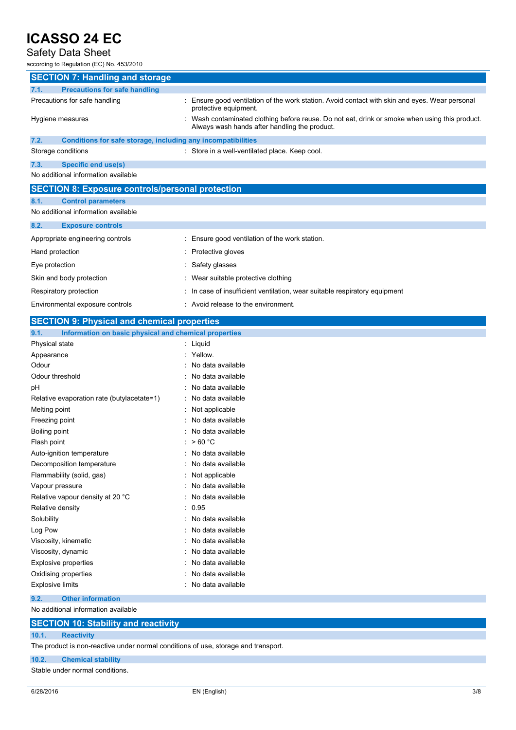## SECTION 7: Handling and storage

### 7.1. Precautions for safe handling

| | |
|---|---|
| Precautions for safe handling | : Ensure good ventilation of the work station. Avoid contact with skin and eyes. Wear personal protective equipment. |
| Hygiene measures | : Wash contaminated clothing before reuse. Do not eat, drink or smoke when using this product. Always wash hands after handling the product. |

### 7.2. Conditions for safe storage, including any incompatibilities

| | |
|---|---|
| Storage conditions | : Store in a well-ventilated place. Keep cool. |

### 7.3. Specific end use(s)

No additional information available

## SECTION 8: Exposure controls/personal protection

### 8.1. Control parameters

No additional information available

### 8.2. Exposure controls

| | |
|---|---|
| Appropriate engineering controls | : Ensure good ventilation of the work station. |
| Hand protection | : Protective gloves |
| Eye protection | : Safety glasses |
| Skin and body protection | : Wear suitable protective clothing |
| Respiratory protection | : In case of insufficient ventilation, wear suitable respiratory equipment |
| Environmental exposure controls | : Avoid release to the environment. |

## SECTION 9: Physical and chemical properties

### 9.1. Information on basic physical and chemical properties

| | |
|---|---|
| Physical state | : Liquid |
| Appearance | : Yellow. |
| Odour | : No data available |
| Odour threshold | : No data available |
| pH | : No data available |
| Relative evaporation rate (butylacetate=1) | : No data available |
| Melting point | : Not applicable |
| Freezing point | : No data available |
| Boiling point | : No data available |
| Flash point | : > 60 °C |
| Auto-ignition temperature | : No data available |
| Decomposition temperature | : No data available |
| Flammability (solid, gas) | : Not applicable |
| Vapour pressure | : No data available |
| Relative vapour density at 20 °C | : No data available |
| Relative density | : 0.95 |
| Solubility | : No data available |
| Log Pow | : No data available |
| Viscosity, kinematic | : No data available |
| Viscosity, dynamic | : No data available |
| Explosive properties | : No data available |
| Oxidising properties | : No data available |
| Explosive limits | : No data available |

### 9.2. Other information

No additional information available

## SECTION 10: Stability and reactivity

### 10.1. Reactivity

The product is non-reactive under normal conditions of use, storage and transport.

### 10.2. Chemical stability

Stable under normal conditions.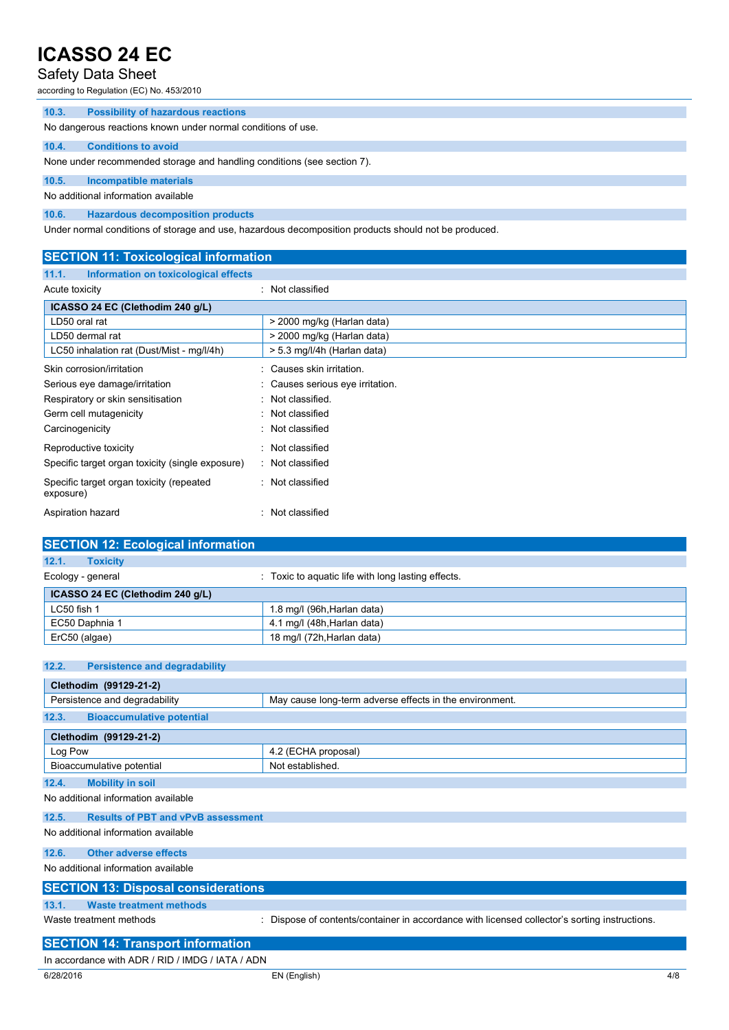### 10.3. Possibility of hazardous reactions

No dangerous reactions known under normal conditions of use.

### 10.4. Conditions to avoid

None under recommended storage and handling conditions (see section 7).

### 10.5. Incompatible materials

No additional information available

### 10.6. Hazardous decomposition products

Under normal conditions of storage and use, hazardous decomposition products should not be produced.

## SECTION 11: Toxicological information

### 11.1. Information on toxicological effects

Acute toxicity : Not classified

| ICASSO 24 EC (Clethodim 240 g/L) | |
|---|---|
| LD50 oral rat | > 2000 mg/kg (Harlan data) |
| LD50 dermal rat | > 2000 mg/kg (Harlan data) |
| LC50 inhalation rat (Dust/Mist - mg/l/4h) | > 5.3 mg/l/4h (Harlan data) |

Skin corrosion/irritation : Causes skin irritation.

Serious eye damage/irritation : Causes serious eye irritation.

Respiratory or skin sensitisation : Not classified.

Germ cell mutagenicity : Not classified

Carcinogenicity : Not classified

Reproductive toxicity : Not classified

Specific target organ toxicity (single exposure) : Not classified

Specific target organ toxicity (repeated exposure) : Not classified

Aspiration hazard : Not classified

## SECTION 12: Ecological information

### 12.1. Toxicity

Ecology - general : Toxic to aquatic life with long lasting effects.

| ICASSO 24 EC (Clethodim 240 g/L) | |
|---|---|
| LC50 fish 1 | 1.8 mg/l (96h,Harlan data) |
| EC50 Daphnia 1 | 4.1 mg/l (48h,Harlan data) |
| ErC50 (algae) | 18 mg/l (72h,Harlan data) |

### 12.2. Persistence and degradability

| Clethodim (99129-21-2) | |
|---|---|
| Persistence and degradability | May cause long-term adverse effects in the environment. |

### 12.3. Bioaccumulative potential

| Clethodim (99129-21-2) | |
|---|---|
| Log Pow | 4.2 (ECHA proposal) |
| Bioaccumulative potential | Not established. |

### 12.4. Mobility in soil

No additional information available

### 12.5. Results of PBT and vPvB assessment

No additional information available

### 12.6. Other adverse effects

No additional information available

## SECTION 13: Disposal considerations

### 13.1. Waste treatment methods

Waste treatment methods : Dispose of contents/container in accordance with licensed collector's sorting instructions.

## SECTION 14: Transport information

In accordance with ADR / RID / IMDG / IATA / ADN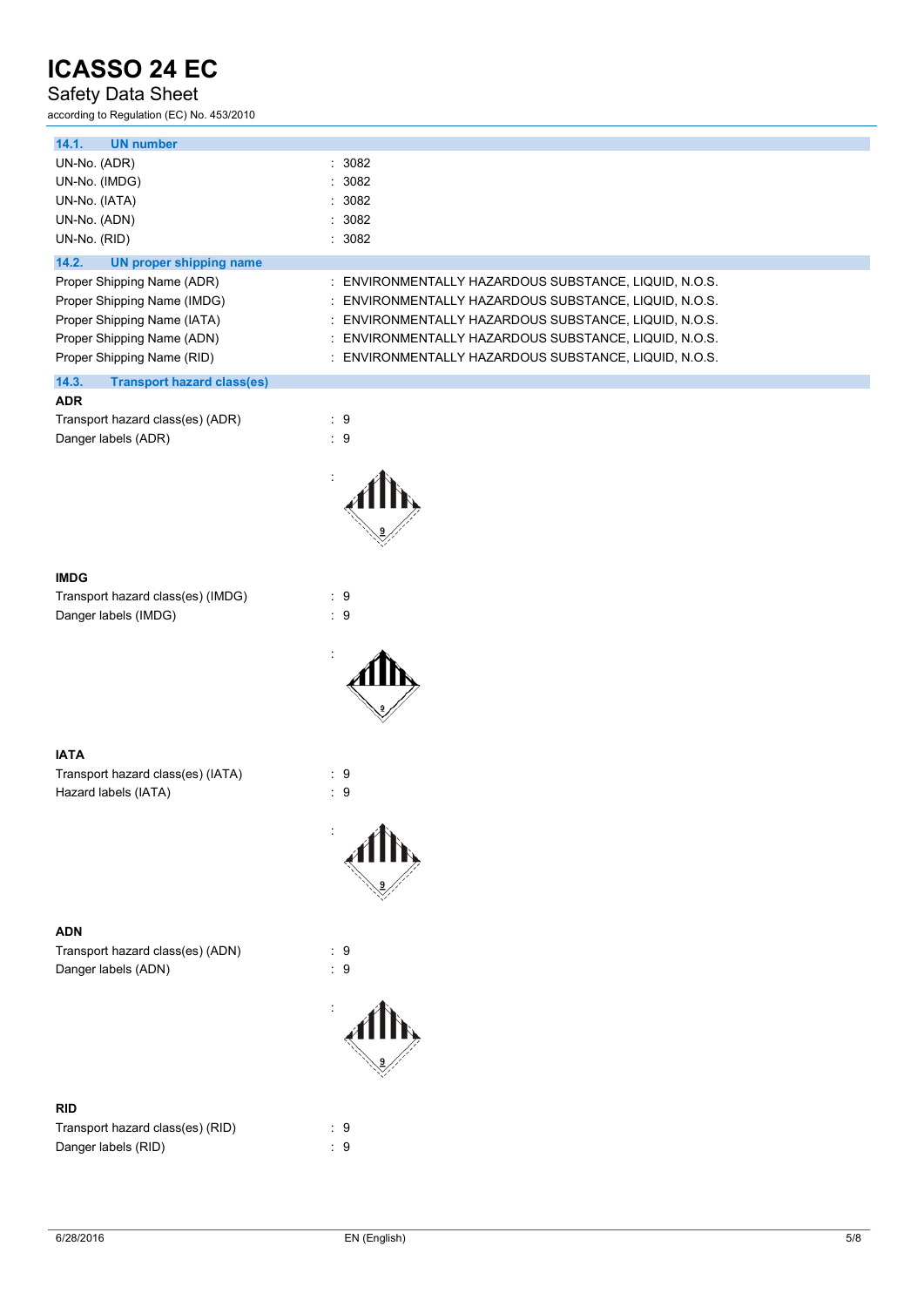### 14.1. UN number

| | |
|---|---|
| UN-No. (ADR) | : 3082 |
| UN-No. (IMDG) | : 3082 |
| UN-No. (IATA) | : 3082 |
| UN-No. (ADN) | : 3082 |
| UN-No. (RID) | : 3082 |

### 14.2. UN proper shipping name

| | |
|---|---|
| Proper Shipping Name (ADR) | : ENVIRONMENTALLY HAZARDOUS SUBSTANCE, LIQUID, N.O.S. |
| Proper Shipping Name (IMDG) | : ENVIRONMENTALLY HAZARDOUS SUBSTANCE, LIQUID, N.O.S. |
| Proper Shipping Name (IATA) | : ENVIRONMENTALLY HAZARDOUS SUBSTANCE, LIQUID, N.O.S. |
| Proper Shipping Name (ADN) | : ENVIRONMENTALLY HAZARDOUS SUBSTANCE, LIQUID, N.O.S. |
| Proper Shipping Name (RID) | : ENVIRONMENTALLY HAZARDOUS SUBSTANCE, LIQUID, N.O.S. |

### 14.3. Transport hazard class(es)

**ADR**

| | |
|---|---|
| Transport hazard class(es) (ADR) | : 9 |
| Danger labels (ADR) | : 9 |

:

**IMDG**

| | |
|---|---|
| Transport hazard class(es) (IMDG) | : 9 |
| Danger labels (IMDG) | : 9 |

:

**IATA**

| | |
|---|---|
| Transport hazard class(es) (IATA) | : 9 |
| Hazard labels (IATA) | : 9 |

:

**ADN**

| | |
|---|---|
| Transport hazard class(es) (ADN) | : 9 |
| Danger labels (ADN) | : 9 |

:

**RID**

| | |
|---|---|
| Transport hazard class(es) (RID) | : 9 |
| Danger labels (RID) | : 9 |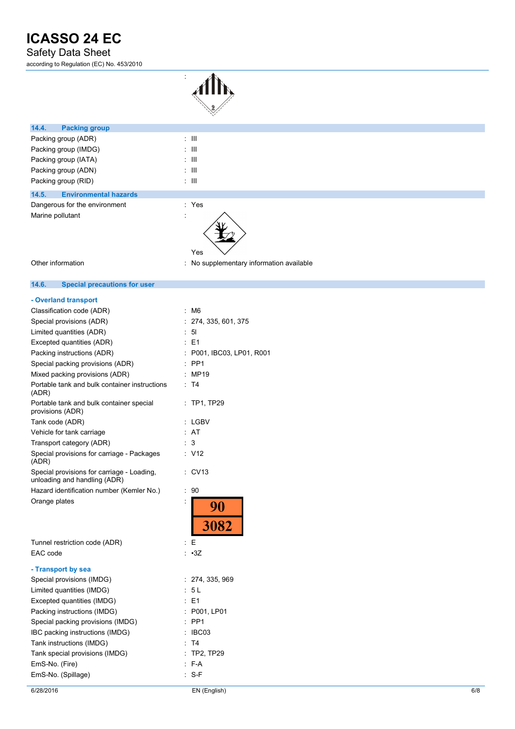:

## 14.4. Packing group

| | |
|---|---|
| Packing group (ADR) | : III |
| Packing group (IMDG) | : III |
| Packing group (IATA) | : III |
| Packing group (ADN) | : III |
| Packing group (RID) | : III |

## 14.5. Environmental hazards

| | |
|---|---|
| Dangerous for the environment | : Yes |
| Marine pollutant | : Yes |
| Other information | : No supplementary information available |

## 14.6. Special precautions for user

**- Overland transport**

| | |
|---|---|
| Classification code (ADR) | : M6 |
| Special provisions (ADR) | : 274, 335, 601, 375 |
| Limited quantities (ADR) | : 5l |
| Excepted quantities (ADR) | : E1 |
| Packing instructions (ADR) | : P001, IBC03, LP01, R001 |
| Special packing provisions (ADR) | : PP1 |
| Mixed packing provisions (ADR) | : MP19 |
| Portable tank and bulk container instructions (ADR) | : T4 |
| Portable tank and bulk container special provisions (ADR) | : TP1, TP29 |
| Tank code (ADR) | : LGBV |
| Vehicle for tank carriage | : AT |
| Transport category (ADR) | : 3 |
| Special provisions for carriage - Packages (ADR) | : V12 |
| Special provisions for carriage - Loading, unloading and handling (ADR) | : CV13 |
| Hazard identification number (Kemler No.) | : 90 |
| Orange plates | : 90 / 3082 |
| Tunnel restriction code (ADR) | : E |
| EAC code | : •3Z |

**- Transport by sea**

| | |
|---|---|
| Special provisions (IMDG) | : 274, 335, 969 |
| Limited quantities (IMDG) | : 5 L |
| Excepted quantities (IMDG) | : E1 |
| Packing instructions (IMDG) | : P001, LP01 |
| Special packing provisions (IMDG) | : PP1 |
| IBC packing instructions (IMDG) | : IBC03 |
| Tank instructions (IMDG) | : T4 |
| Tank special provisions (IMDG) | : TP2, TP29 |
| EmS-No. (Fire) | : F-A |
| EmS-No. (Spillage) | : S-F |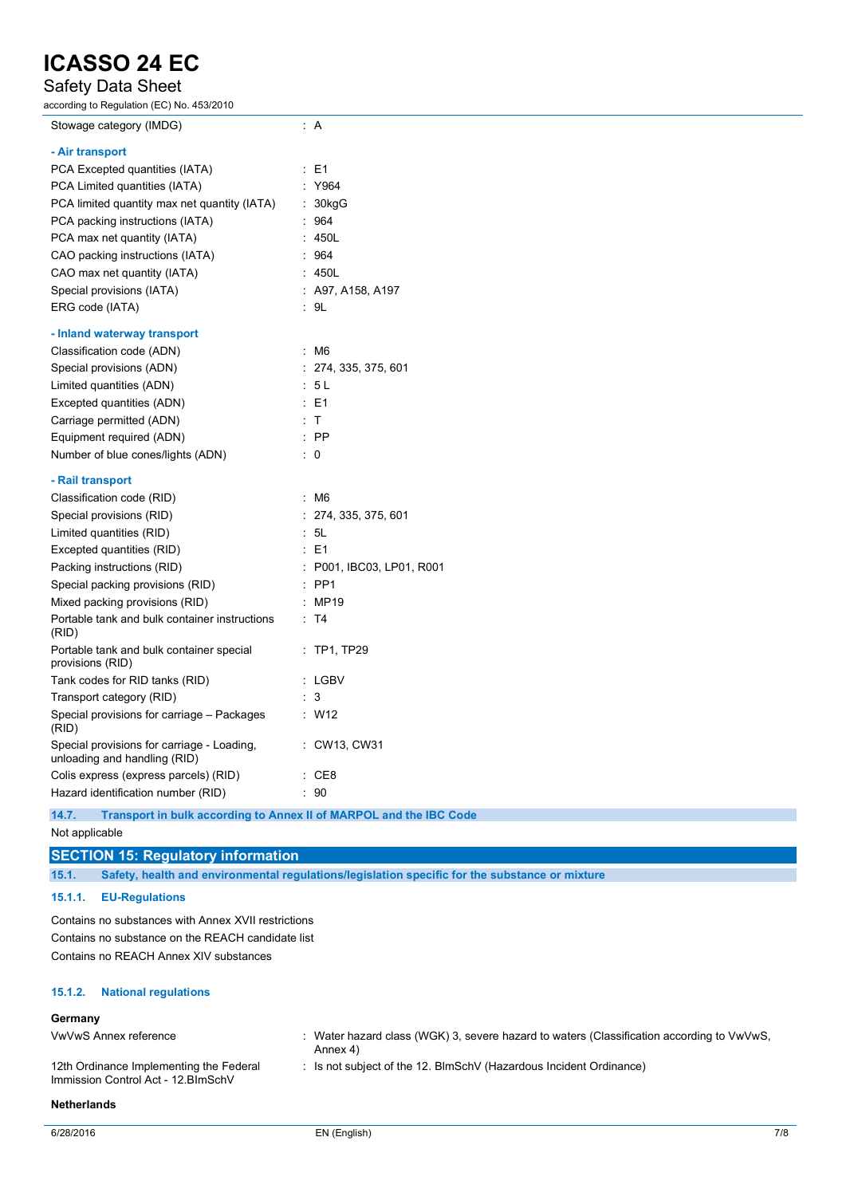| | |
|---|---|
| Stowage category (IMDG) | : A |

**- Air transport**

| | |
|---|---|
| PCA Excepted quantities (IATA) | : E1 |
| PCA Limited quantities (IATA) | : Y964 |
| PCA limited quantity max net quantity (IATA) | : 30kgG |
| PCA packing instructions (IATA) | : 964 |
| PCA max net quantity (IATA) | : 450L |
| CAO packing instructions (IATA) | : 964 |
| CAO max net quantity (IATA) | : 450L |
| Special provisions (IATA) | : A97, A158, A197 |
| ERG code (IATA) | : 9L |

**- Inland waterway transport**

| | |
|---|---|
| Classification code (ADN) | : M6 |
| Special provisions (ADN) | : 274, 335, 375, 601 |
| Limited quantities (ADN) | : 5 L |
| Excepted quantities (ADN) | : E1 |
| Carriage permitted (ADN) | : T |
| Equipment required (ADN) | : PP |
| Number of blue cones/lights (ADN) | : 0 |

**- Rail transport**

| | |
|---|---|
| Classification code (RID) | : M6 |
| Special provisions (RID) | : 274, 335, 375, 601 |
| Limited quantities (RID) | : 5L |
| Excepted quantities (RID) | : E1 |
| Packing instructions (RID) | : P001, IBC03, LP01, R001 |
| Special packing provisions (RID) | : PP1 |
| Mixed packing provisions (RID) | : MP19 |
| Portable tank and bulk container instructions (RID) | : T4 |
| Portable tank and bulk container special provisions (RID) | : TP1, TP29 |
| Tank codes for RID tanks (RID) | : LGBV |
| Transport category (RID) | : 3 |
| Special provisions for carriage – Packages (RID) | : W12 |
| Special provisions for carriage - Loading, unloading and handling (RID) | : CW13, CW31 |
| Colis express (express parcels) (RID) | : CE8 |
| Hazard identification number (RID) | : 90 |

### 14.7. Transport in bulk according to Annex II of MARPOL and the IBC Code

Not applicable

## SECTION 15: Regulatory information

### 15.1. Safety, health and environmental regulations/legislation specific for the substance or mixture

#### 15.1.1. EU-Regulations

Contains no substances with Annex XVII restrictions
Contains no substance on the REACH candidate list
Contains no REACH Annex XIV substances

#### 15.1.2. National regulations

**Germany**

| | |
|---|---|
| VwVwS Annex reference | : Water hazard class (WGK) 3, severe hazard to waters (Classification according to VwVwS, Annex 4) |
| 12th Ordinance Implementing the Federal Immission Control Act - 12.BImSchV | : Is not subject of the 12. BImSchV (Hazardous Incident Ordinance) |

**Netherlands**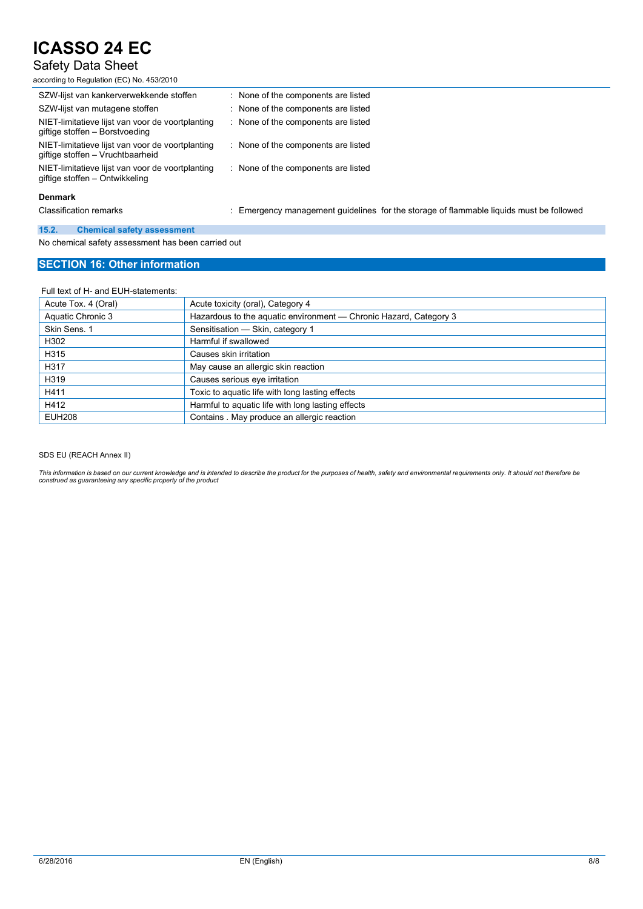| | |
|---|---|
| SZW-lijst van kankerverwekkende stoffen | : None of the components are listed |
| SZW-lijst van mutagene stoffen | : None of the components are listed |
| NIET-limitatieve lijst van voor de voortplanting giftige stoffen – Borstvoeding | : None of the components are listed |
| NIET-limitatieve lijst van voor de voortplanting giftige stoffen – Vruchtbaarheid | : None of the components are listed |
| NIET-limitatieve lijst van voor de voortplanting giftige stoffen – Ontwikkeling | : None of the components are listed |

**Denmark**

| | |
|---|---|
| Classification remarks | : Emergency management guidelines for the storage of flammable liquids must be followed |

### 15.2. Chemical safety assessment

No chemical safety assessment has been carried out

## SECTION 16: Other information

Full text of H- and EUH-statements:

| | |
|---|---|
| Acute Tox. 4 (Oral) | Acute toxicity (oral), Category 4 |
| Aquatic Chronic 3 | Hazardous to the aquatic environment — Chronic Hazard, Category 3 |
| Skin Sens. 1 | Sensitisation — Skin, category 1 |
| H302 | Harmful if swallowed |
| H315 | Causes skin irritation |
| H317 | May cause an allergic skin reaction |
| H319 | Causes serious eye irritation |
| H411 | Toxic to aquatic life with long lasting effects |
| H412 | Harmful to aquatic life with long lasting effects |
| EUH208 | Contains . May produce an allergic reaction |

SDS EU (REACH Annex II)

*This information is based on our current knowledge and is intended to describe the product for the purposes of health, safety and environmental requirements only. It should not therefore be construed as guaranteeing any specific property of the product*